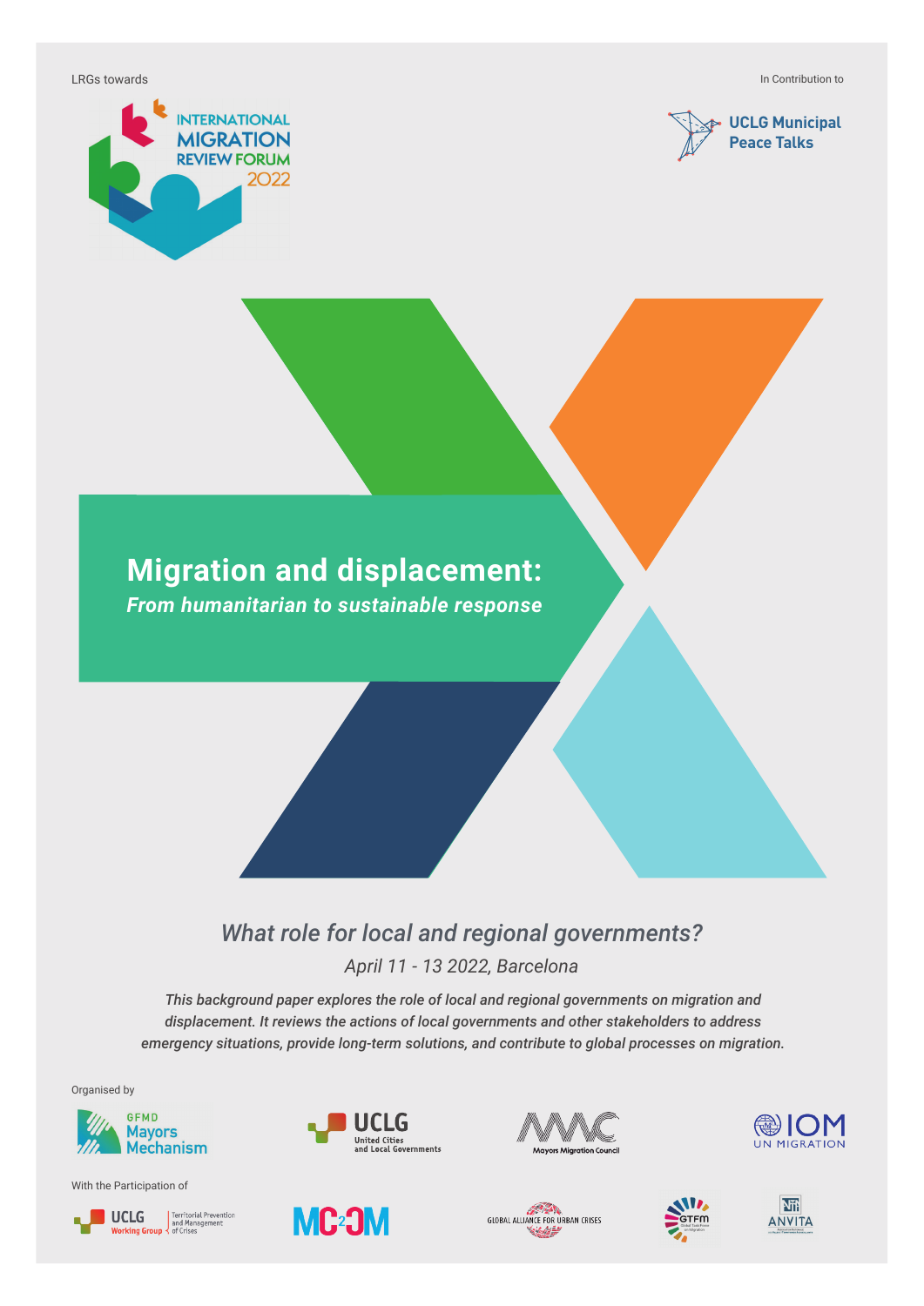LRGs towards

INTERNATIONAL MIGRATION REVIEW FORUM 2022

In Contribution to

UCLG Municipal Peace Talks

# Migration and displacement:

***From humanitarian to sustainable response***

## *What role for local and regional governments?*

*April 11 - 13 2022, Barcelona*

***This background paper explores the role of local and regional governments on migration and displacement. It reviews the actions of local governments and other stakeholders to address emergency situations, provide long-term solutions, and contribute to global processes on migration.***

Organised by

GFMD Mayors Mechanism

UCLG United Cities and Local Governments

Mayors Migration Council

IOM UN MIGRATION

With the Participation of

UCLG Working Group Territorial Prevention and Management of Crises

MC2CM

GLOBAL ALLIANCE FOR URBAN CRISES

GTFM

ANVITA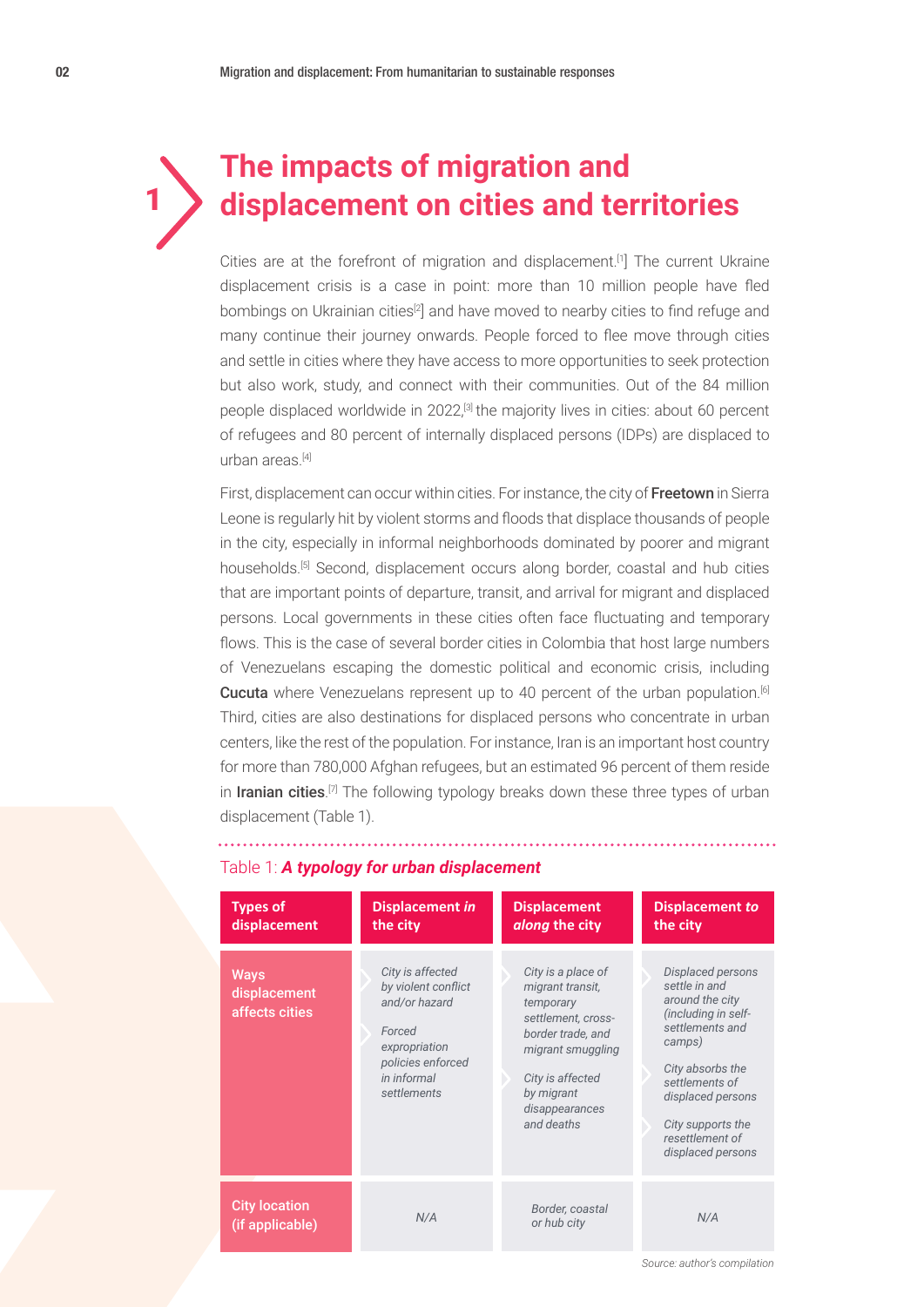# 1 The impacts of migration and displacement on cities and territories

Cities are at the forefront of migration and displacement.[1] The current Ukraine displacement crisis is a case in point: more than 10 million people have fled bombings on Ukrainian cities[2] and have moved to nearby cities to find refuge and many continue their journey onwards. People forced to flee move through cities and settle in cities where they have access to more opportunities to seek protection but also work, study, and connect with their communities. Out of the 84 million people displaced worldwide in 2022,[3] the majority lives in cities: about 60 percent of refugees and 80 percent of internally displaced persons (IDPs) are displaced to urban areas.[4]

First, displacement can occur within cities. For instance, the city of **Freetown** in Sierra Leone is regularly hit by violent storms and floods that displace thousands of people in the city, especially in informal neighborhoods dominated by poorer and migrant households.[5] Second, displacement occurs along border, coastal and hub cities that are important points of departure, transit, and arrival for migrant and displaced persons. Local governments in these cities often face fluctuating and temporary flows. This is the case of several border cities in Colombia that host large numbers of Venezuelans escaping the domestic political and economic crisis, including **Cucuta** where Venezuelans represent up to 40 percent of the urban population.[6] Third, cities are also destinations for displaced persons who concentrate in urban centers, like the rest of the population. For instance, Iran is an important host country for more than 780,000 Afghan refugees, but an estimated 96 percent of them reside in **Iranian cities**.[7] The following typology breaks down these three types of urban displacement (Table 1).

Table 1: ***A typology for urban displacement***

| Types of displacement | Displacement *in* the city | Displacement *along* the city | Displacement *to* the city |
|---|---|---|---|
| Ways displacement affects cities | *City is affected by violent conflict and/or hazard*<br><br>*Forced expropriation policies enforced in informal settlements* | *City is a place of migrant transit, temporary settlement, cross-border trade, and migrant smuggling*<br><br>*City is affected by migrant disappearances and deaths* | *Displaced persons settle in and around the city (including in self-settlements and camps)*<br><br>*City absorbs the settlements of displaced persons*<br><br>*City supports the resettlement of displaced persons* |
| City location (if applicable) | *N/A* | *Border, coastal or hub city* | *N/A* |

*Source: author's compilation*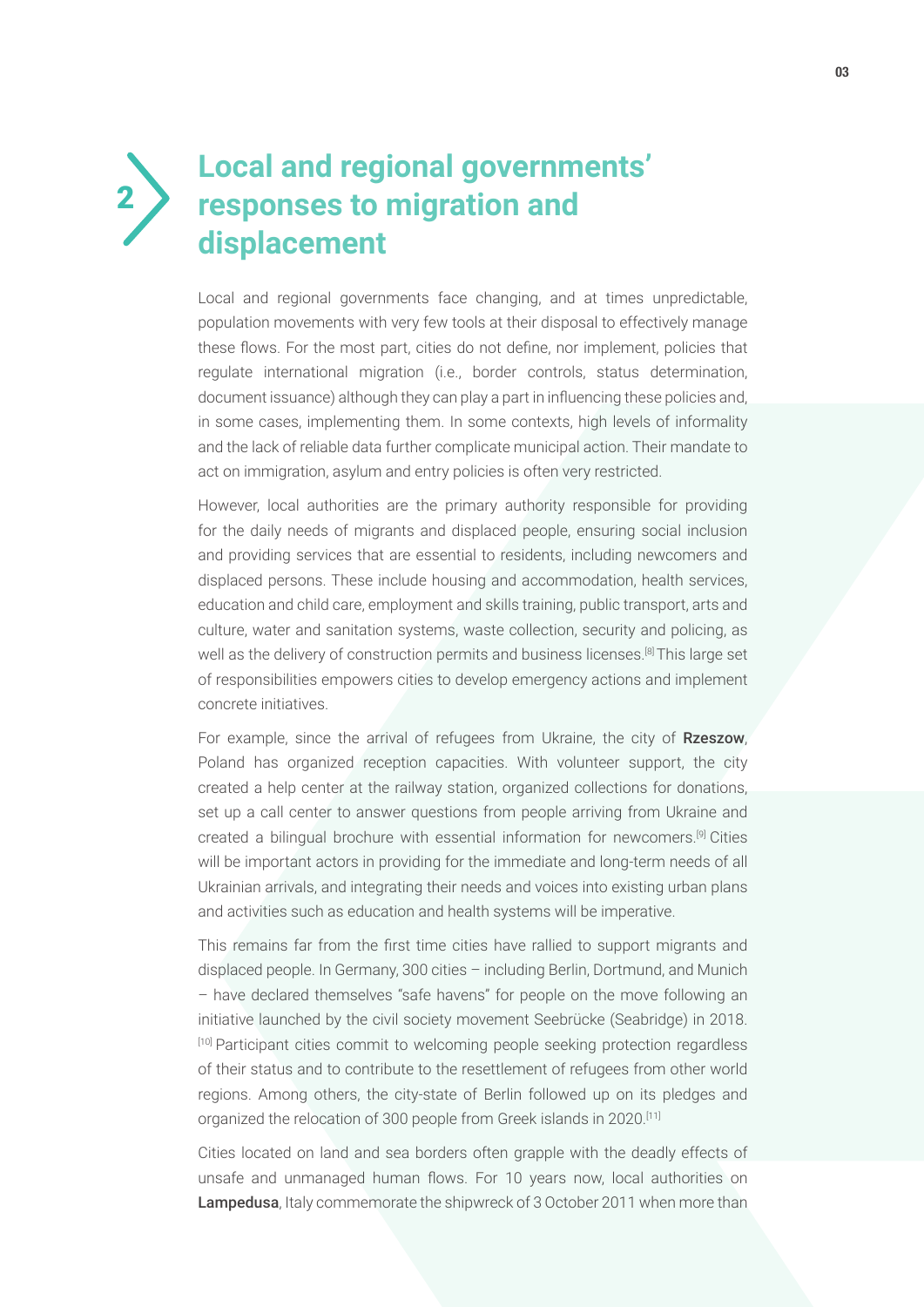# 2 Local and regional governments' responses to migration and displacement

Local and regional governments face changing, and at times unpredictable, population movements with very few tools at their disposal to effectively manage these flows. For the most part, cities do not define, nor implement, policies that regulate international migration (i.e., border controls, status determination, document issuance) although they can play a part in influencing these policies and, in some cases, implementing them. In some contexts, high levels of informality and the lack of reliable data further complicate municipal action. Their mandate to act on immigration, asylum and entry policies is often very restricted.

However, local authorities are the primary authority responsible for providing for the daily needs of migrants and displaced people, ensuring social inclusion and providing services that are essential to residents, including newcomers and displaced persons. These include housing and accommodation, health services, education and child care, employment and skills training, public transport, arts and culture, water and sanitation systems, waste collection, security and policing, as well as the delivery of construction permits and business licenses.[8] This large set of responsibilities empowers cities to develop emergency actions and implement concrete initiatives.

For example, since the arrival of refugees from Ukraine, the city of **Rzeszow**, Poland has organized reception capacities. With volunteer support, the city created a help center at the railway station, organized collections for donations, set up a call center to answer questions from people arriving from Ukraine and created a bilingual brochure with essential information for newcomers.[9] Cities will be important actors in providing for the immediate and long-term needs of all Ukrainian arrivals, and integrating their needs and voices into existing urban plans and activities such as education and health systems will be imperative.

This remains far from the first time cities have rallied to support migrants and displaced people. In Germany, 300 cities – including Berlin, Dortmund, and Munich – have declared themselves "safe havens" for people on the move following an initiative launched by the civil society movement Seebrücke (Seabridge) in 2018.[10] Participant cities commit to welcoming people seeking protection regardless of their status and to contribute to the resettlement of refugees from other world regions. Among others, the city-state of Berlin followed up on its pledges and organized the relocation of 300 people from Greek islands in 2020.[11]

Cities located on land and sea borders often grapple with the deadly effects of unsafe and unmanaged human flows. For 10 years now, local authorities on **Lampedusa**, Italy commemorate the shipwreck of 3 October 2011 when more than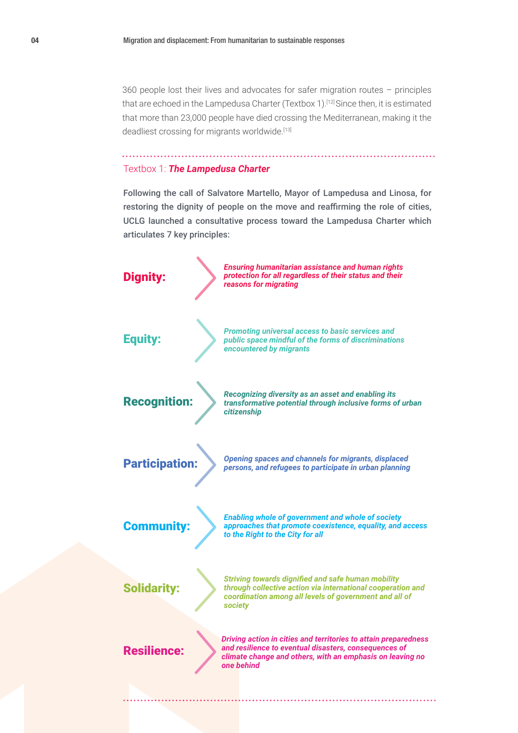360 people lost their lives and advocates for safer migration routes – principles that are echoed in the Lampedusa Charter (Textbox 1).[12] Since then, it is estimated that more than 23,000 people have died crossing the Mediterranean, making it the deadliest crossing for migrants worldwide.[13]

---

### Textbox 1: ***The Lampedusa Charter***

**Following the call of Salvatore Martello, Mayor of Lampedusa and Linosa, for restoring the dignity of people on the move and reaffirming the role of cities, UCLG launched a consultative process toward the Lampedusa Charter which articulates 7 key principles:**

- **Dignity:** ***Ensuring humanitarian assistance and human rights protection for all regardless of their status and their reasons for migrating***
- **Equity:** ***Promoting universal access to basic services and public space mindful of the forms of discriminations encountered by migrants***
- **Recognition:** ***Recognizing diversity as an asset and enabling its transformative potential through inclusive forms of urban citizenship***
- **Participation:** ***Opening spaces and channels for migrants, displaced persons, and refugees to participate in urban planning***
- **Community:** ***Enabling whole of government and whole of society approaches that promote coexistence, equality, and access to the Right to the City for all***
- **Solidarity:** ***Striving towards dignified and safe human mobility through collective action via international cooperation and coordination among all levels of government and all of society***
- **Resilience:** ***Driving action in cities and territories to attain preparedness and resilience to eventual disasters, consequences of climate change and others, with an emphasis on leaving no one behind***

---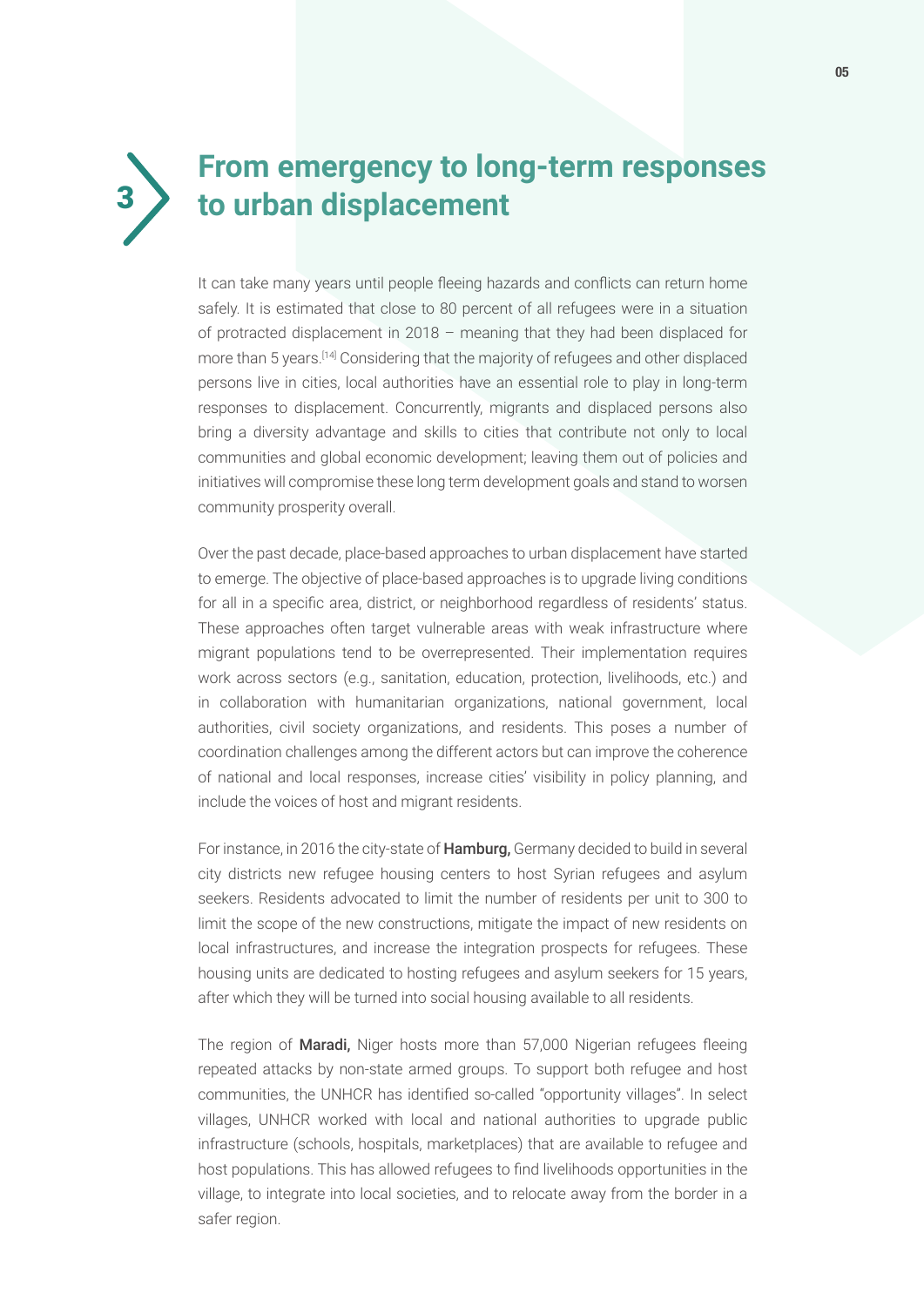# 3 From emergency to long-term responses to urban displacement

It can take many years until people fleeing hazards and conflicts can return home safely. It is estimated that close to 80 percent of all refugees were in a situation of protracted displacement in 2018 – meaning that they had been displaced for more than 5 years.[14] Considering that the majority of refugees and other displaced persons live in cities, local authorities have an essential role to play in long-term responses to displacement. Concurrently, migrants and displaced persons also bring a diversity advantage and skills to cities that contribute not only to local communities and global economic development; leaving them out of policies and initiatives will compromise these long term development goals and stand to worsen community prosperity overall.

Over the past decade, place-based approaches to urban displacement have started to emerge. The objective of place-based approaches is to upgrade living conditions for all in a specific area, district, or neighborhood regardless of residents' status. These approaches often target vulnerable areas with weak infrastructure where migrant populations tend to be overrepresented. Their implementation requires work across sectors (e.g., sanitation, education, protection, livelihoods, etc.) and in collaboration with humanitarian organizations, national government, local authorities, civil society organizations, and residents. This poses a number of coordination challenges among the different actors but can improve the coherence of national and local responses, increase cities' visibility in policy planning, and include the voices of host and migrant residents.

For instance, in 2016 the city-state of **Hamburg,** Germany decided to build in several city districts new refugee housing centers to host Syrian refugees and asylum seekers. Residents advocated to limit the number of residents per unit to 300 to limit the scope of the new constructions, mitigate the impact of new residents on local infrastructures, and increase the integration prospects for refugees. These housing units are dedicated to hosting refugees and asylum seekers for 15 years, after which they will be turned into social housing available to all residents.

The region of **Maradi,** Niger hosts more than 57,000 Nigerian refugees fleeing repeated attacks by non-state armed groups. To support both refugee and host communities, the UNHCR has identified so-called "opportunity villages". In select villages, UNHCR worked with local and national authorities to upgrade public infrastructure (schools, hospitals, marketplaces) that are available to refugee and host populations. This has allowed refugees to find livelihoods opportunities in the village, to integrate into local societies, and to relocate away from the border in a safer region.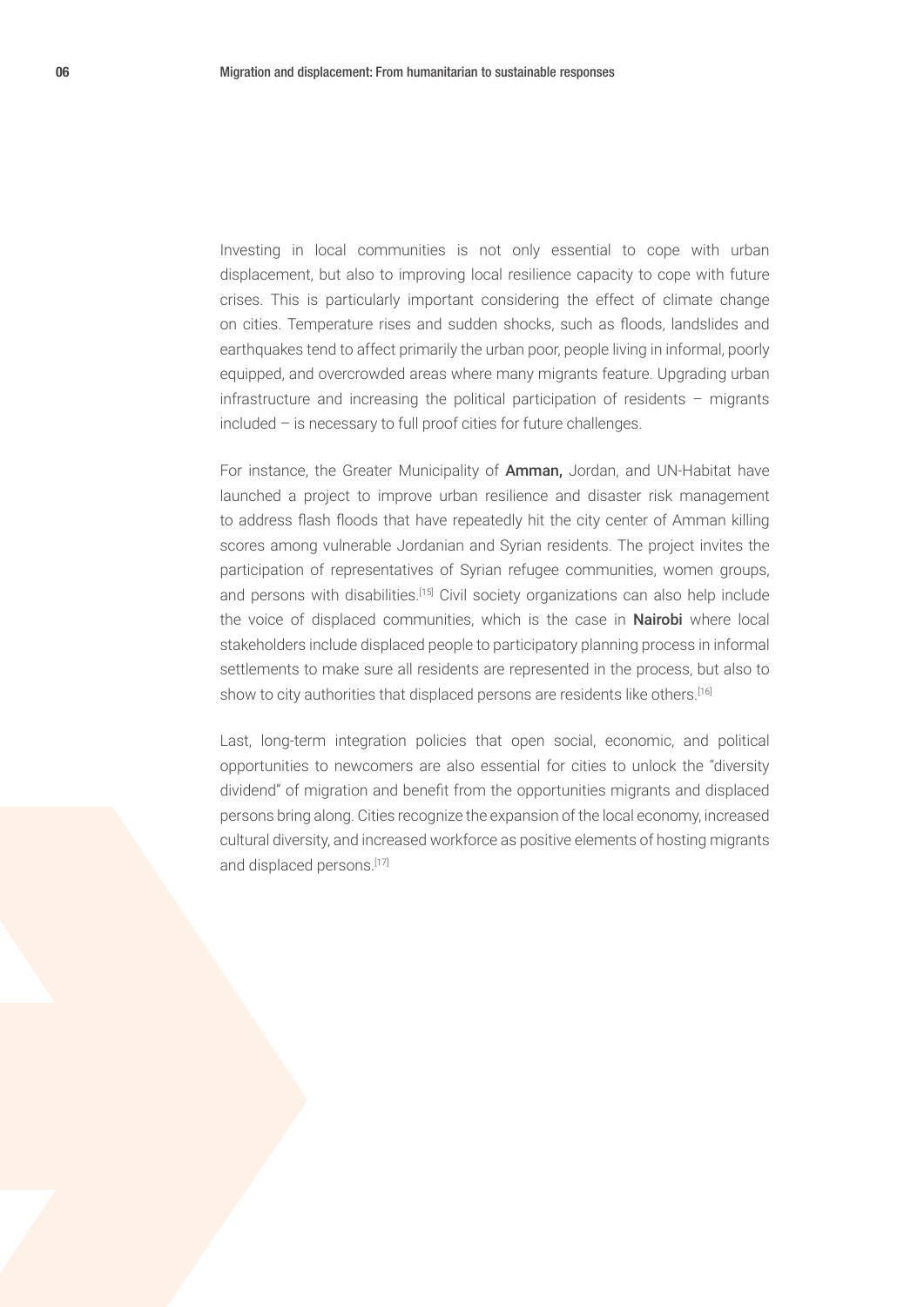Investing in local communities is not only essential to cope with urban displacement, but also to improving local resilience capacity to cope with future crises. This is particularly important considering the effect of climate change on cities. Temperature rises and sudden shocks, such as floods, landslides and earthquakes tend to affect primarily the urban poor, people living in informal, poorly equipped, and overcrowded areas where many migrants feature. Upgrading urban infrastructure and increasing the political participation of residents – migrants included – is necessary to full proof cities for future challenges.

For instance, the Greater Municipality of **Amman,** Jordan, and UN-Habitat have launched a project to improve urban resilience and disaster risk management to address flash floods that have repeatedly hit the city center of Amman killing scores among vulnerable Jordanian and Syrian residents. The project invites the participation of representatives of Syrian refugee communities, women groups, and persons with disabilities.[15] Civil society organizations can also help include the voice of displaced communities, which is the case in **Nairobi** where local stakeholders include displaced people to participatory planning process in informal settlements to make sure all residents are represented in the process, but also to show to city authorities that displaced persons are residents like others.[16]

Last, long-term integration policies that open social, economic, and political opportunities to newcomers are also essential for cities to unlock the "diversity dividend" of migration and benefit from the opportunities migrants and displaced persons bring along. Cities recognize the expansion of the local economy, increased cultural diversity, and increased workforce as positive elements of hosting migrants and displaced persons.[17]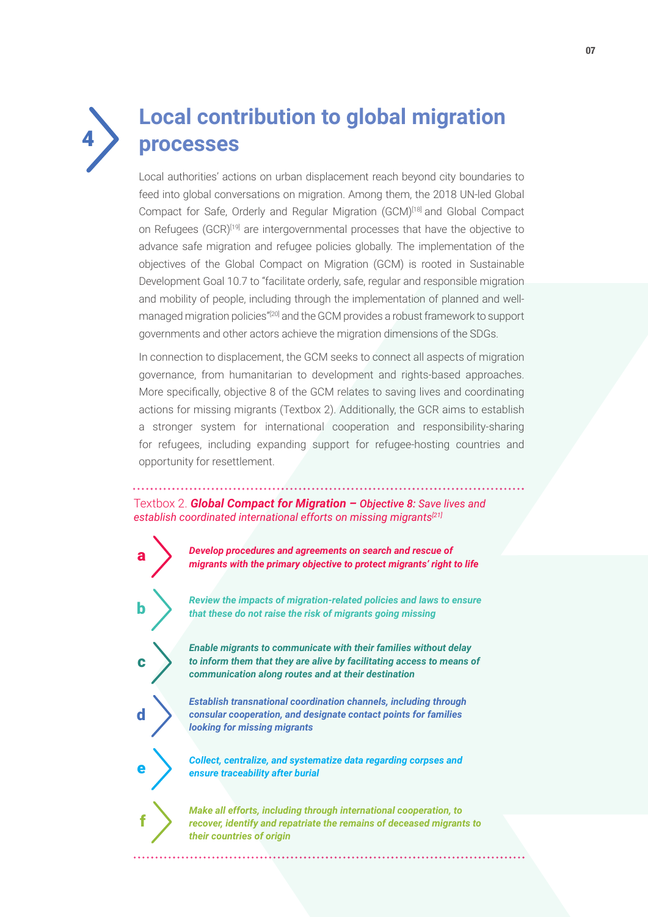# 4 Local contribution to global migration processes

Local authorities' actions on urban displacement reach beyond city boundaries to feed into global conversations on migration. Among them, the 2018 UN-led Global Compact for Safe, Orderly and Regular Migration (GCM)[18] and Global Compact on Refugees (GCR)[19] are intergovernmental processes that have the objective to advance safe migration and refugee policies globally. The implementation of the objectives of the Global Compact on Migration (GCM) is rooted in Sustainable Development Goal 10.7 to "facilitate orderly, safe, regular and responsible migration and mobility of people, including through the implementation of planned and well-managed migration policies"[20] and the GCM provides a robust framework to support governments and other actors achieve the migration dimensions of the SDGs.

In connection to displacement, the GCM seeks to connect all aspects of migration governance, from humanitarian to development and rights-based approaches. More specifically, objective 8 of the GCM relates to saving lives and coordinating actions for missing migrants (Textbox 2). Additionally, the GCR aims to establish a stronger system for international cooperation and responsibility-sharing for refugees, including expanding support for refugee-hosting countries and opportunity for resettlement.

Textbox 2. ***Global Compact for Migration – Objective 8:*** *Save lives and establish coordinated international efforts on missing migrants*[21]

- **a** ***Develop procedures and agreements on search and rescue of migrants with the primary objective to protect migrants' right to life***
- **b** ***Review the impacts of migration-related policies and laws to ensure that these do not raise the risk of migrants going missing***
- **c** ***Enable migrants to communicate with their families without delay to inform them that they are alive by facilitating access to means of communication along routes and at their destination***
- **d** ***Establish transnational coordination channels, including through consular cooperation, and designate contact points for families looking for missing migrants***
- **e** ***Collect, centralize, and systematize data regarding corpses and ensure traceability after burial***
- **f** ***Make all efforts, including through international cooperation, to recover, identify and repatriate the remains of deceased migrants to their countries of origin***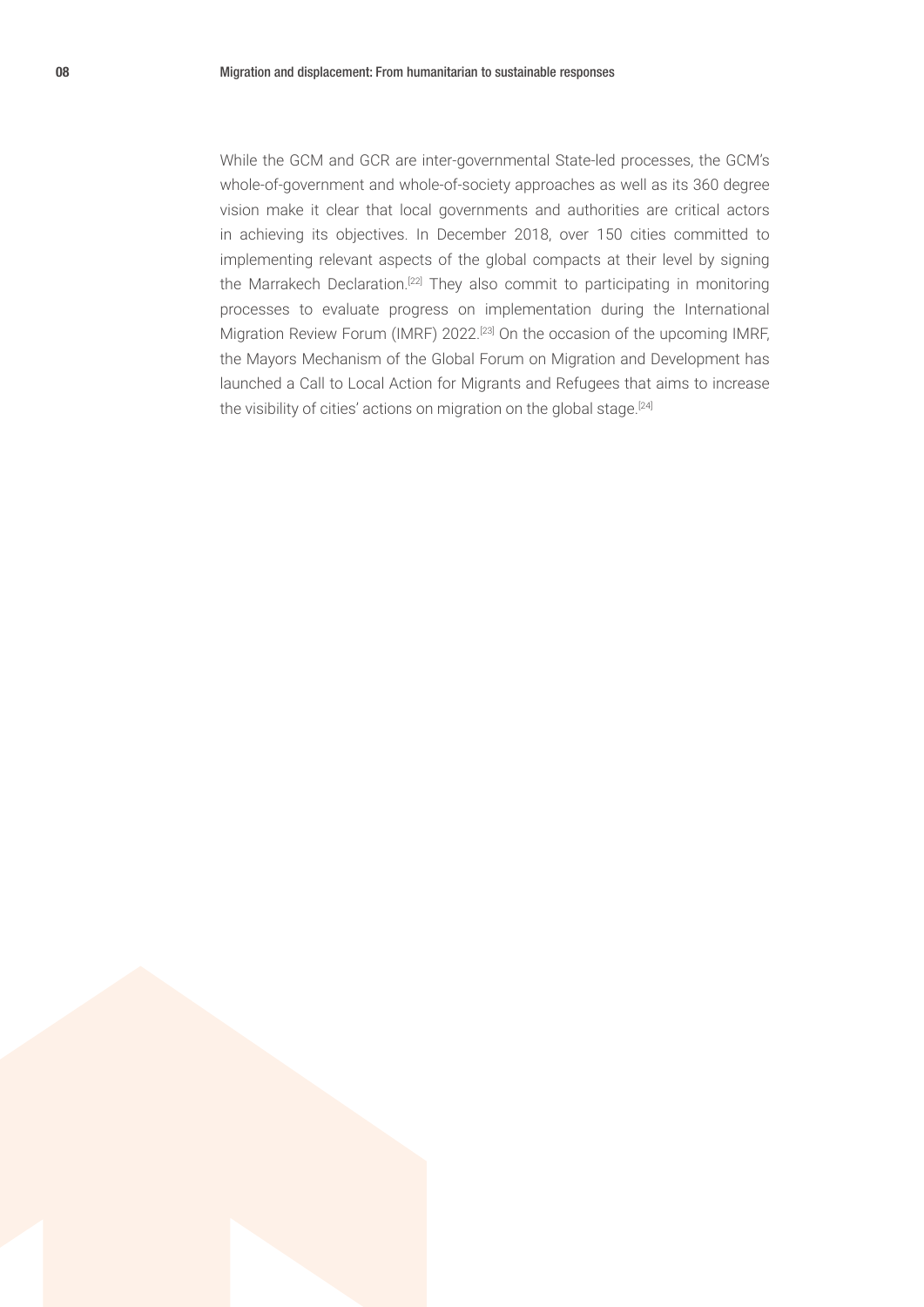While the GCM and GCR are inter-governmental State-led processes, the GCM's whole-of-government and whole-of-society approaches as well as its 360 degree vision make it clear that local governments and authorities are critical actors in achieving its objectives. In December 2018, over 150 cities committed to implementing relevant aspects of the global compacts at their level by signing the Marrakech Declaration.[22] They also commit to participating in monitoring processes to evaluate progress on implementation during the International Migration Review Forum (IMRF) 2022.[23] On the occasion of the upcoming IMRF, the Mayors Mechanism of the Global Forum on Migration and Development has launched a Call to Local Action for Migrants and Refugees that aims to increase the visibility of cities' actions on migration on the global stage.[24]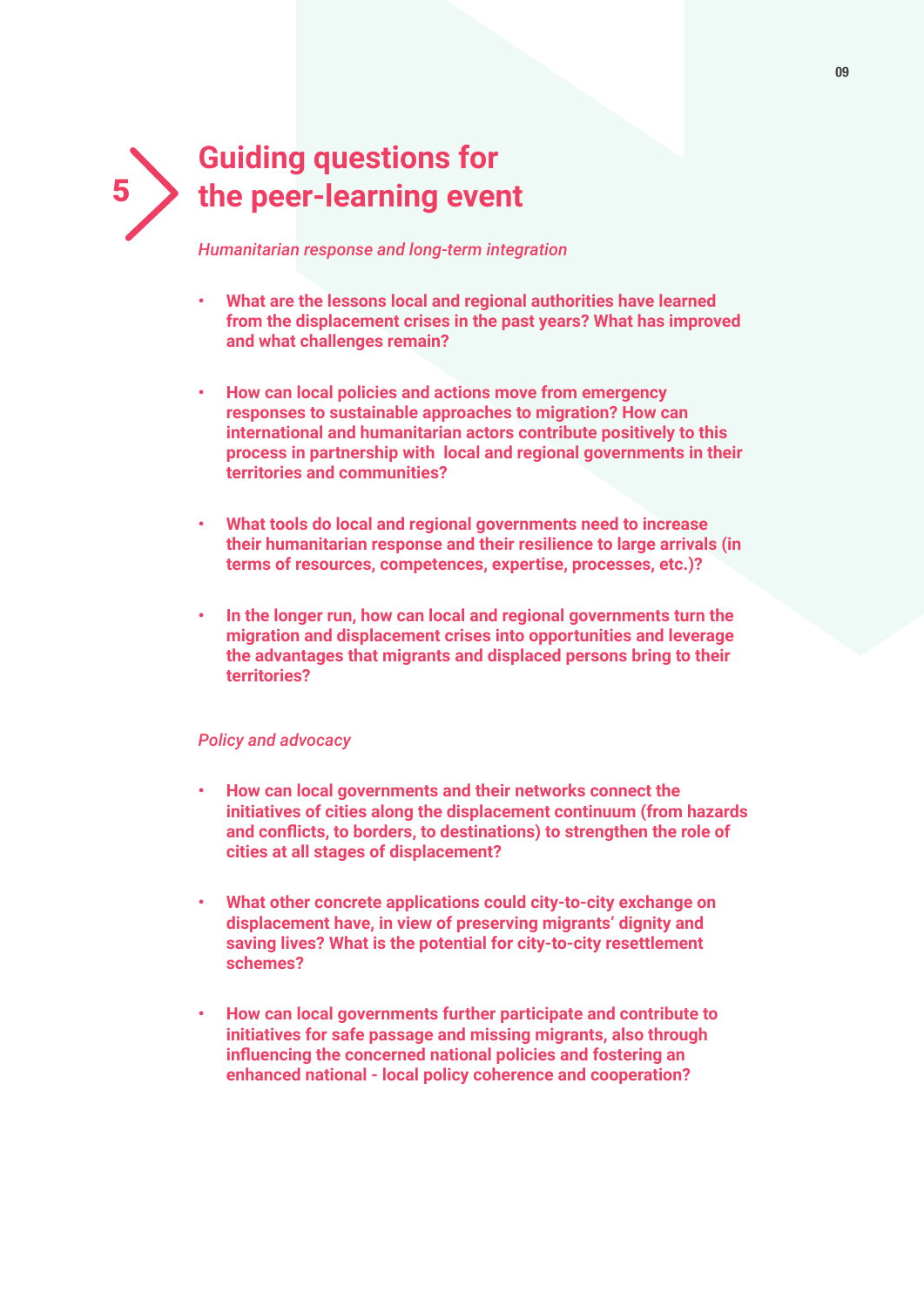## 5 Guiding questions for the peer-learning event

*Humanitarian response and long-term integration*

- **What are the lessons local and regional authorities have learned from the displacement crises in the past years? What has improved and what challenges remain?**

- **How can local policies and actions move from emergency responses to sustainable approaches to migration? How can international and humanitarian actors contribute positively to this process in partnership with local and regional governments in their territories and communities?**

- **What tools do local and regional governments need to increase their humanitarian response and their resilience to large arrivals (in terms of resources, competences, expertise, processes, etc.)?**

- **In the longer run, how can local and regional governments turn the migration and displacement crises into opportunities and leverage the advantages that migrants and displaced persons bring to their territories?**

*Policy and advocacy*

- **How can local governments and their networks connect the initiatives of cities along the displacement continuum (from hazards and conflicts, to borders, to destinations) to strengthen the role of cities at all stages of displacement?**

- **What other concrete applications could city-to-city exchange on displacement have, in view of preserving migrants' dignity and saving lives? What is the potential for city-to-city resettlement schemes?**

- **How can local governments further participate and contribute to initiatives for safe passage and missing migrants, also through influencing the concerned national policies and fostering an enhanced national - local policy coherence and cooperation?**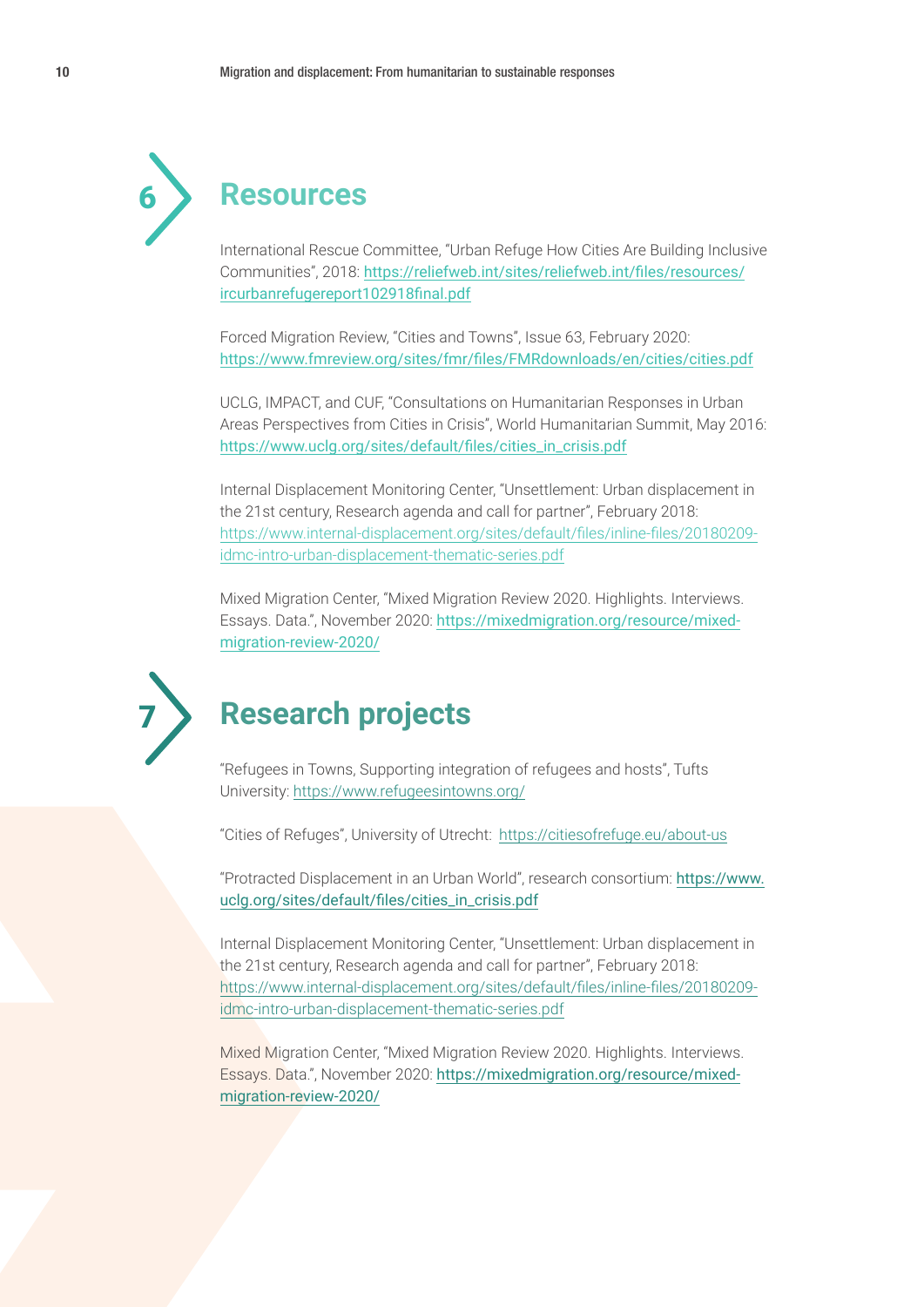## 6 Resources

International Rescue Committee, "Urban Refuge How Cities Are Building Inclusive Communities", 2018: https://reliefweb.int/sites/reliefweb.int/files/resources/ircurbanrefugereport102918final.pdf

Forced Migration Review, "Cities and Towns", Issue 63, February 2020: https://www.fmreview.org/sites/fmr/files/FMRdownloads/en/cities/cities.pdf

UCLG, IMPACT, and CUF, "Consultations on Humanitarian Responses in Urban Areas Perspectives from Cities in Crisis", World Humanitarian Summit, May 2016: https://www.uclg.org/sites/default/files/cities_in_crisis.pdf

Internal Displacement Monitoring Center, "Unsettlement: Urban displacement in the 21st century, Research agenda and call for partner", February 2018: https://www.internal-displacement.org/sites/default/files/inline-files/20180209-idmc-intro-urban-displacement-thematic-series.pdf

Mixed Migration Center, "Mixed Migration Review 2020. Highlights. Interviews. Essays. Data.", November 2020: https://mixedmigration.org/resource/mixed-migration-review-2020/

## 7 Research projects

"Refugees in Towns, Supporting integration of refugees and hosts", Tufts University: https://www.refugeesintowns.org/

"Cities of Refuges", University of Utrecht: https://citiesofrefuge.eu/about-us

"Protracted Displacement in an Urban World", research consortium: https://www.uclg.org/sites/default/files/cities_in_crisis.pdf

Internal Displacement Monitoring Center, "Unsettlement: Urban displacement in the 21st century, Research agenda and call for partner", February 2018: https://www.internal-displacement.org/sites/default/files/inline-files/20180209-idmc-intro-urban-displacement-thematic-series.pdf

Mixed Migration Center, "Mixed Migration Review 2020. Highlights. Interviews. Essays. Data.", November 2020: https://mixedmigration.org/resource/mixed-migration-review-2020/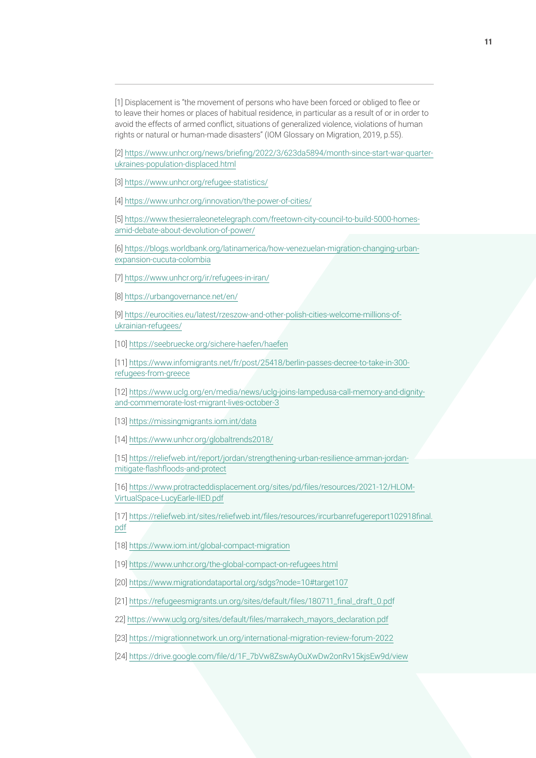[1] Displacement is "the movement of persons who have been forced or obliged to flee or to leave their homes or places of habitual residence, in particular as a result of or in order to avoid the effects of armed conflict, situations of generalized violence, violations of human rights or natural or human-made disasters" (IOM Glossary on Migration, 2019, p.55).

[2] https://www.unhcr.org/news/briefing/2022/3/623da5894/month-since-start-war-quarter-ukraines-population-displaced.html

[3] https://www.unhcr.org/refugee-statistics/

[4] https://www.unhcr.org/innovation/the-power-of-cities/

[5] https://www.thesierraleonetelegraph.com/freetown-city-council-to-build-5000-homes-amid-debate-about-devolution-of-power/

[6] https://blogs.worldbank.org/latinamerica/how-venezuelan-migration-changing-urban-expansion-cucuta-colombia

[7] https://www.unhcr.org/ir/refugees-in-iran/

[8] https://urbangovernance.net/en/

[9] https://eurocities.eu/latest/rzeszow-and-other-polish-cities-welcome-millions-of-ukrainian-refugees/

[10] https://seebruecke.org/sichere-haefen/haefen

[11] https://www.infomigrants.net/fr/post/25418/berlin-passes-decree-to-take-in-300-refugees-from-greece

[12] https://www.uclg.org/en/media/news/uclg-joins-lampedusa-call-memory-and-dignity-and-commemorate-lost-migrant-lives-october-3

[13] https://missingmigrants.iom.int/data

[14] https://www.unhcr.org/globaltrends2018/

[15] https://reliefweb.int/report/jordan/strengthening-urban-resilience-amman-jordan-mitigate-flashfloods-and-protect

[16] https://www.protracteddisplacement.org/sites/pd/files/resources/2021-12/HLOM-VirtualSpace-LucyEarle-IIED.pdf

[17] https://reliefweb.int/sites/reliefweb.int/files/resources/ircurbanrefugeereport102918final.pdf

[18] https://www.iom.int/global-compact-migration

[19] https://www.unhcr.org/the-global-compact-on-refugees.html

[20] https://www.migrationdataportal.org/sdgs?node=10#target107

[21] https://refugeesmigrants.un.org/sites/default/files/180711_final_draft_0.pdf

22] https://www.uclg.org/sites/default/files/marrakech_mayors_declaration.pdf

[23] https://migrationnetwork.un.org/international-migration-review-forum-2022

[24] https://drive.google.com/file/d/1F_7bVw8ZswAyOuXwDw2onRv15kjsEw9d/view